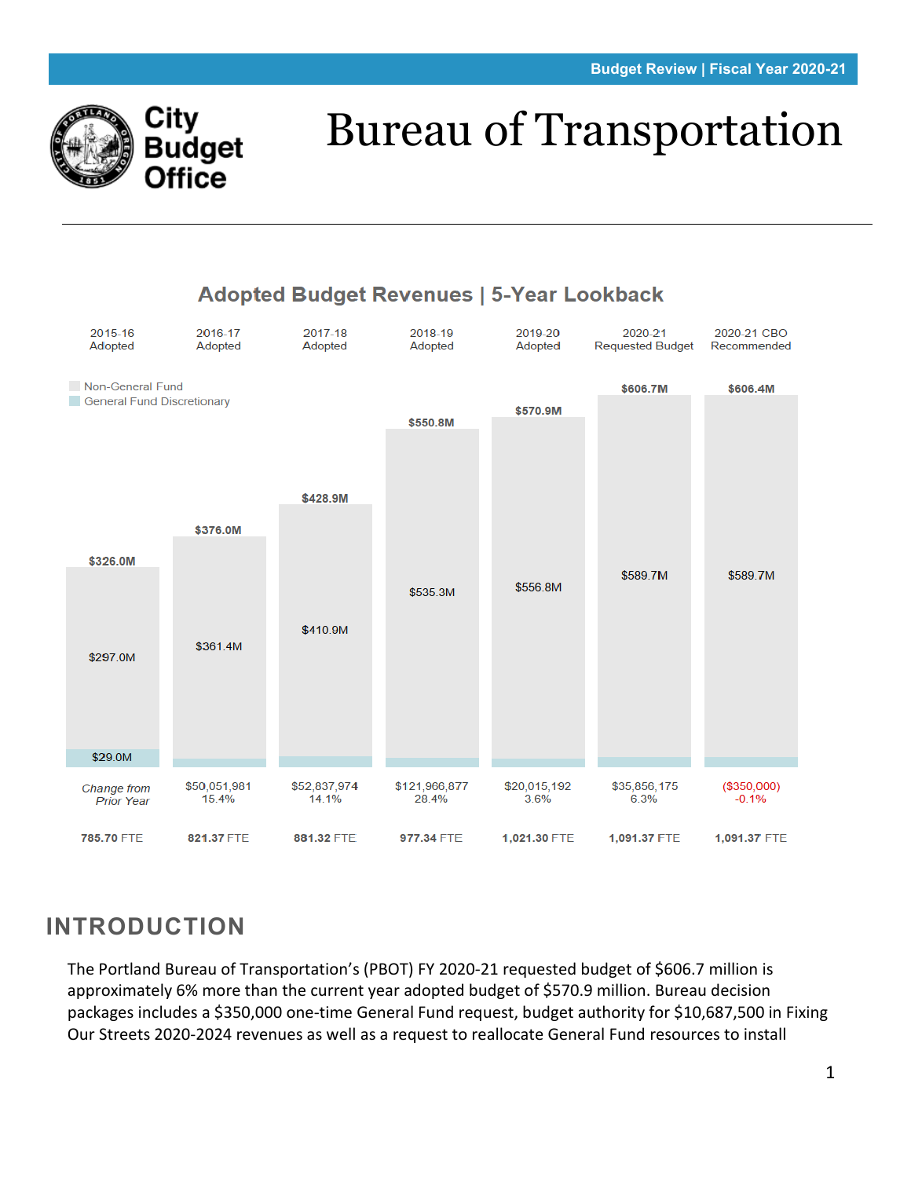Budget Review | Fiscal Year 2020-21

City Budget Office

# Bureau of Transportation

## Adopted Budget Revenues | 5-Year Lookback

| | 2015-16 Adopted | 2016-17 Adopted | 2017-18 Adopted | 2018-19 Adopted | 2019-20 Adopted | 2020-21 Requested Budget | 2020-21 CBO Recommended |
|---|---|---|---|---|---|---|---|
| Total | $326.0M | $376.0M | $428.9M | $550.8M | $570.9M | $606.7M | $606.4M |
| Non-General Fund | $297.0M | $361.4M | $410.9M | $535.3M | $556.8M | $589.7M | $589.7M |
| General Fund Discretionary | $29.0M | | | | | | |
| *Change from Prior Year* | | $50,051,981 15.4% | $52,837,974 14.1% | $121,966,877 28.4% | $20,015,192 3.6% | $35,856,175 6.3% | ($350,000) -0.1% |
| FTE | 785.70 FTE | 821.37 FTE | 881.32 FTE | 977.34 FTE | 1,021.30 FTE | 1,091.37 FTE | 1,091.37 FTE |

## INTRODUCTION

The Portland Bureau of Transportation's (PBOT) FY 2020-21 requested budget of $606.7 million is approximately 6% more than the current year adopted budget of $570.9 million. Bureau decision packages includes a $350,000 one-time General Fund request, budget authority for $10,687,500 in Fixing Our Streets 2020-2024 revenues as well as a request to reallocate General Fund resources to install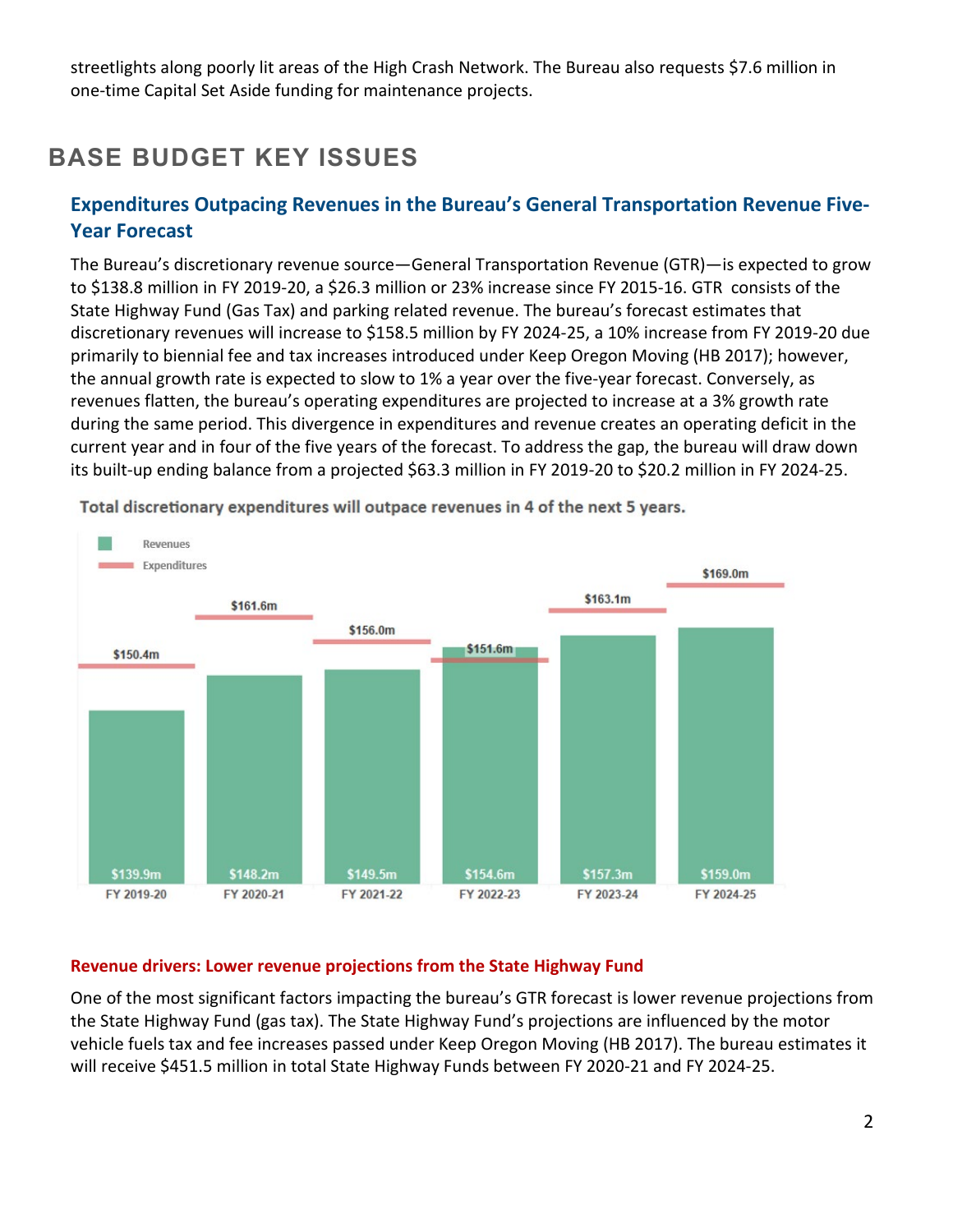streetlights along poorly lit areas of the High Crash Network. The Bureau also requests $7.6 million in one-time Capital Set Aside funding for maintenance projects.

## BASE BUDGET KEY ISSUES

### Expenditures Outpacing Revenues in the Bureau's General Transportation Revenue Five-Year Forecast

The Bureau's discretionary revenue source—General Transportation Revenue (GTR)—is expected to grow to $138.8 million in FY 2019-20, a $26.3 million or 23% increase since FY 2015-16. GTR consists of the State Highway Fund (Gas Tax) and parking related revenue. The bureau's forecast estimates that discretionary revenues will increase to $158.5 million by FY 2024-25, a 10% increase from FY 2019-20 due primarily to biennial fee and tax increases introduced under Keep Oregon Moving (HB 2017); however, the annual growth rate is expected to slow to 1% a year over the five-year forecast. Conversely, as revenues flatten, the bureau's operating expenditures are projected to increase at a 3% growth rate during the same period. This divergence in expenditures and revenue creates an operating deficit in the current year and in four of the five years of the forecast. To address the gap, the bureau will draw down its built-up ending balance from a projected $63.3 million in FY 2019-20 to $20.2 million in FY 2024-25.

**Total discretionary expenditures will outpace revenues in 4 of the next 5 years.**

| | FY 2019-20 | FY 2020-21 | FY 2021-22 | FY 2022-23 | FY 2023-24 | FY 2024-25 |
|---|---|---|---|---|---|---|
| Revenues | $139.9m | $148.2m | $149.5m | $154.6m | $157.3m | $159.0m |
| Expenditures | $150.4m | $161.6m | $156.0m | $151.6m | $163.1m | $169.0m |

#### Revenue drivers: Lower revenue projections from the State Highway Fund

One of the most significant factors impacting the bureau's GTR forecast is lower revenue projections from the State Highway Fund (gas tax). The State Highway Fund's projections are influenced by the motor vehicle fuels tax and fee increases passed under Keep Oregon Moving (HB 2017). The bureau estimates it will receive $451.5 million in total State Highway Funds between FY 2020-21 and FY 2024-25.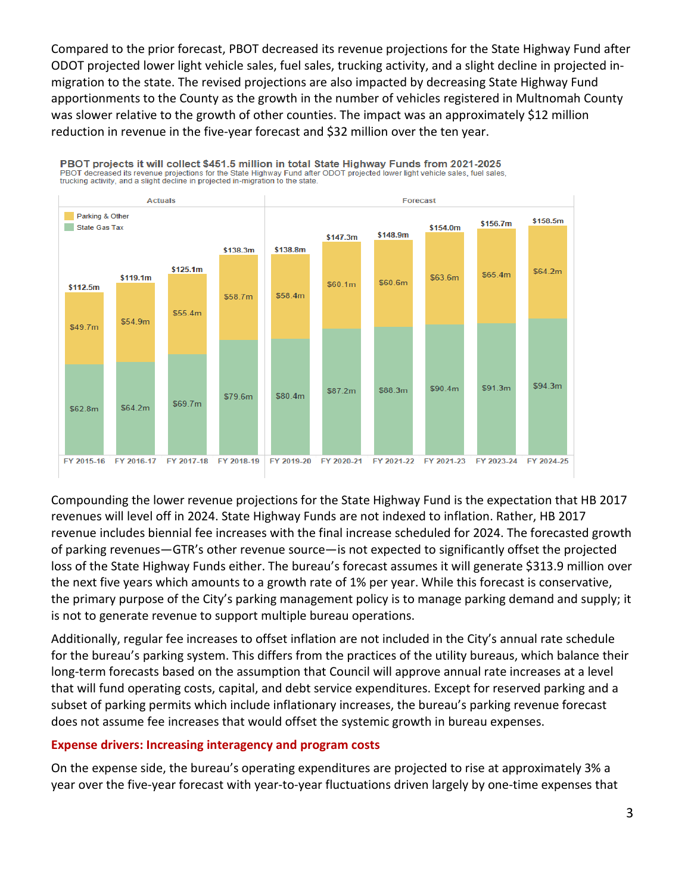Compared to the prior forecast, PBOT decreased its revenue projections for the State Highway Fund after ODOT projected lower light vehicle sales, fuel sales, trucking activity, and a slight decline in projected in-migration to the state. The revised projections are also impacted by decreasing State Highway Fund apportionments to the County as the growth in the number of vehicles registered in Multnomah County was slower relative to the growth of other counties. The impact was an approximately $12 million reduction in revenue in the five-year forecast and $32 million over the ten year.

**PBOT projects it will collect $451.5 million in total State Highway Funds from 2021-2025**

PBOT decreased its revenue projections for the State Highway Fund after ODOT projected lower light vehicle sales, fuel sales, trucking activity, and a slight decline in projected in-migration to the state.

| | Actuals | | | | Forecast | | | | | |
|---|---|---|---|---|---|---|---|---|---|---|
| | FY 2015-16 | FY 2016-17 | FY 2017-18 | FY 2018-19 | FY 2019-20 | FY 2020-21 | FY 2021-22 | FY 2021-23 | FY 2023-24 | FY 2024-25 |
| Parking & Other | $49.7m | $54.9m | $55.4m | $58.7m | $58.4m | $60.1m | $60.6m | $63.6m | $65.4m | $64.2m |
| State Gas Tax | $62.8m | $64.2m | $69.7m | $79.6m | $80.4m | $87.2m | $88.3m | $90.4m | $91.3m | $94.3m |
| Total | $112.5m | $119.1m | $125.1m | $138.3m | $138.8m | $147.3m | $148.9m | $154.0m | $156.7m | $158.5m |

Compounding the lower revenue projections for the State Highway Fund is the expectation that HB 2017 revenues will level off in 2024. State Highway Funds are not indexed to inflation. Rather, HB 2017 revenue includes biennial fee increases with the final increase scheduled for 2024. The forecasted growth of parking revenues—GTR's other revenue source—is not expected to significantly offset the projected loss of the State Highway Funds either. The bureau's forecast assumes it will generate $313.9 million over the next five years which amounts to a growth rate of 1% per year. While this forecast is conservative, the primary purpose of the City's parking management policy is to manage parking demand and supply; it is not to generate revenue to support multiple bureau operations.

Additionally, regular fee increases to offset inflation are not included in the City's annual rate schedule for the bureau's parking system. This differs from the practices of the utility bureaus, which balance their long-term forecasts based on the assumption that Council will approve annual rate increases at a level that will fund operating costs, capital, and debt service expenditures. Except for reserved parking and a subset of parking permits which include inflationary increases, the bureau's parking revenue forecast does not assume fee increases that would offset the systemic growth in bureau expenses.

### Expense drivers: Increasing interagency and program costs

On the expense side, the bureau's operating expenditures are projected to rise at approximately 3% a year over the five-year forecast with year-to-year fluctuations driven largely by one-time expenses that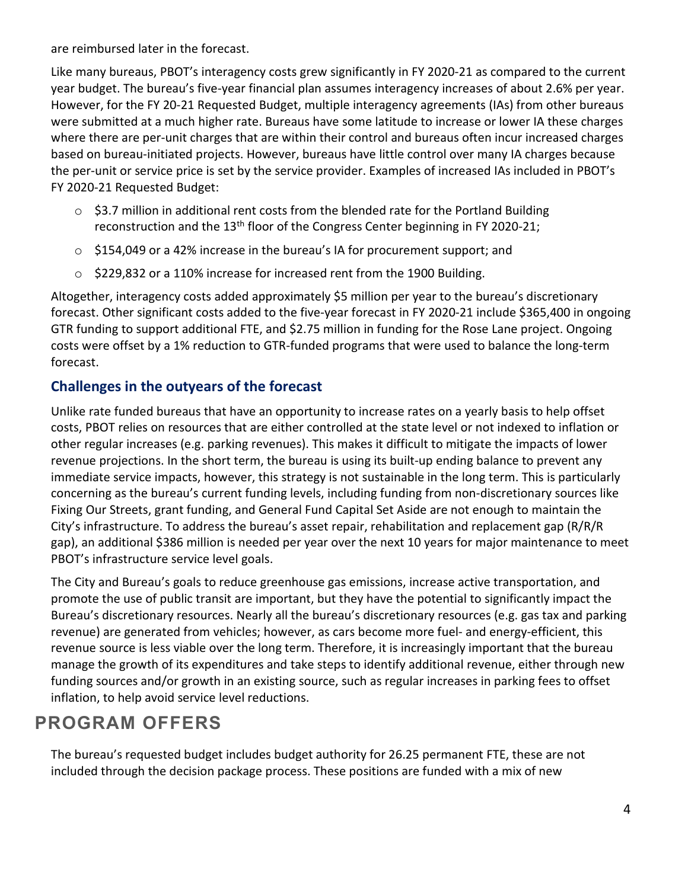are reimbursed later in the forecast.

Like many bureaus, PBOT's interagency costs grew significantly in FY 2020-21 as compared to the current year budget. The bureau's five-year financial plan assumes interagency increases of about 2.6% per year. However, for the FY 20-21 Requested Budget, multiple interagency agreements (IAs) from other bureaus were submitted at a much higher rate. Bureaus have some latitude to increase or lower IA these charges where there are per-unit charges that are within their control and bureaus often incur increased charges based on bureau-initiated projects. However, bureaus have little control over many IA charges because the per-unit or service price is set by the service provider. Examples of increased IAs included in PBOT's FY 2020-21 Requested Budget:

- $3.7 million in additional rent costs from the blended rate for the Portland Building reconstruction and the 13th floor of the Congress Center beginning in FY 2020-21;
- $154,049 or a 42% increase in the bureau's IA for procurement support; and
- $229,832 or a 110% increase for increased rent from the 1900 Building.

Altogether, interagency costs added approximately $5 million per year to the bureau's discretionary forecast. Other significant costs added to the five-year forecast in FY 2020-21 include $365,400 in ongoing GTR funding to support additional FTE, and $2.75 million in funding for the Rose Lane project. Ongoing costs were offset by a 1% reduction to GTR-funded programs that were used to balance the long-term forecast.

### Challenges in the outyears of the forecast

Unlike rate funded bureaus that have an opportunity to increase rates on a yearly basis to help offset costs, PBOT relies on resources that are either controlled at the state level or not indexed to inflation or other regular increases (e.g. parking revenues). This makes it difficult to mitigate the impacts of lower revenue projections. In the short term, the bureau is using its built-up ending balance to prevent any immediate service impacts, however, this strategy is not sustainable in the long term. This is particularly concerning as the bureau's current funding levels, including funding from non-discretionary sources like Fixing Our Streets, grant funding, and General Fund Capital Set Aside are not enough to maintain the City's infrastructure. To address the bureau's asset repair, rehabilitation and replacement gap (R/R/R gap), an additional $386 million is needed per year over the next 10 years for major maintenance to meet PBOT's infrastructure service level goals.

The City and Bureau's goals to reduce greenhouse gas emissions, increase active transportation, and promote the use of public transit are important, but they have the potential to significantly impact the Bureau's discretionary resources. Nearly all the bureau's discretionary resources (e.g. gas tax and parking revenue) are generated from vehicles; however, as cars become more fuel- and energy-efficient, this revenue source is less viable over the long term. Therefore, it is increasingly important that the bureau manage the growth of its expenditures and take steps to identify additional revenue, either through new funding sources and/or growth in an existing source, such as regular increases in parking fees to offset inflation, to help avoid service level reductions.

## PROGRAM OFFERS

The bureau's requested budget includes budget authority for 26.25 permanent FTE, these are not included through the decision package process. These positions are funded with a mix of new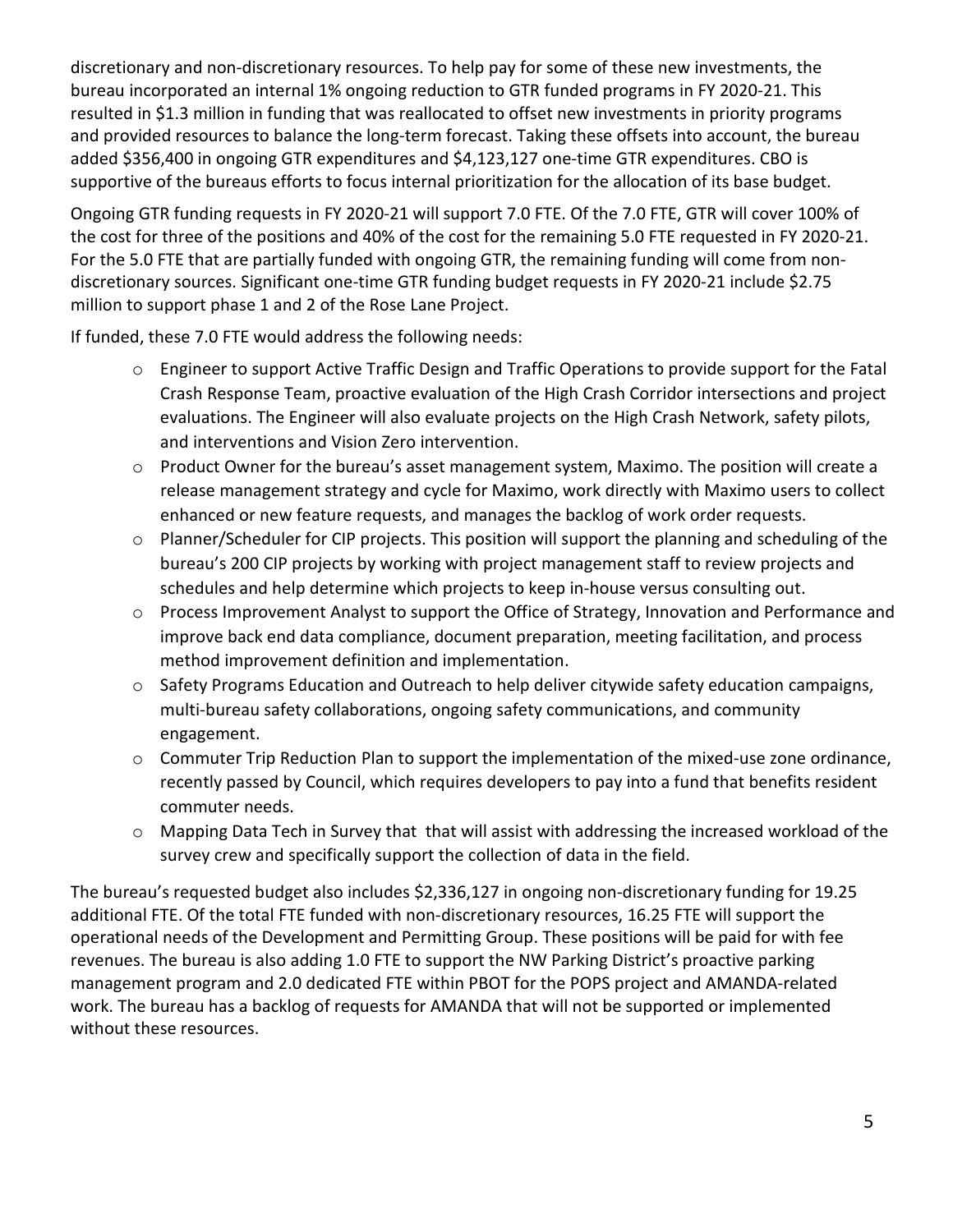discretionary and non-discretionary resources. To help pay for some of these new investments, the bureau incorporated an internal 1% ongoing reduction to GTR funded programs in FY 2020-21. This resulted in $1.3 million in funding that was reallocated to offset new investments in priority programs and provided resources to balance the long-term forecast. Taking these offsets into account, the bureau added $356,400 in ongoing GTR expenditures and $4,123,127 one-time GTR expenditures. CBO is supportive of the bureaus efforts to focus internal prioritization for the allocation of its base budget.

Ongoing GTR funding requests in FY 2020-21 will support 7.0 FTE. Of the 7.0 FTE, GTR will cover 100% of the cost for three of the positions and 40% of the cost for the remaining 5.0 FTE requested in FY 2020-21. For the 5.0 FTE that are partially funded with ongoing GTR, the remaining funding will come from non-discretionary sources. Significant one-time GTR funding budget requests in FY 2020-21 include $2.75 million to support phase 1 and 2 of the Rose Lane Project.

If funded, these 7.0 FTE would address the following needs:

- Engineer to support Active Traffic Design and Traffic Operations to provide support for the Fatal Crash Response Team, proactive evaluation of the High Crash Corridor intersections and project evaluations. The Engineer will also evaluate projects on the High Crash Network, safety pilots, and interventions and Vision Zero intervention.
- Product Owner for the bureau's asset management system, Maximo. The position will create a release management strategy and cycle for Maximo, work directly with Maximo users to collect enhanced or new feature requests, and manages the backlog of work order requests.
- Planner/Scheduler for CIP projects. This position will support the planning and scheduling of the bureau's 200 CIP projects by working with project management staff to review projects and schedules and help determine which projects to keep in-house versus consulting out.
- Process Improvement Analyst to support the Office of Strategy, Innovation and Performance and improve back end data compliance, document preparation, meeting facilitation, and process method improvement definition and implementation.
- Safety Programs Education and Outreach to help deliver citywide safety education campaigns, multi-bureau safety collaborations, ongoing safety communications, and community engagement.
- Commuter Trip Reduction Plan to support the implementation of the mixed-use zone ordinance, recently passed by Council, which requires developers to pay into a fund that benefits resident commuter needs.
- Mapping Data Tech in Survey that that will assist with addressing the increased workload of the survey crew and specifically support the collection of data in the field.

The bureau's requested budget also includes $2,336,127 in ongoing non-discretionary funding for 19.25 additional FTE. Of the total FTE funded with non-discretionary resources, 16.25 FTE will support the operational needs of the Development and Permitting Group. These positions will be paid for with fee revenues. The bureau is also adding 1.0 FTE to support the NW Parking District's proactive parking management program and 2.0 dedicated FTE within PBOT for the POPS project and AMANDA-related work. The bureau has a backlog of requests for AMANDA that will not be supported or implemented without these resources.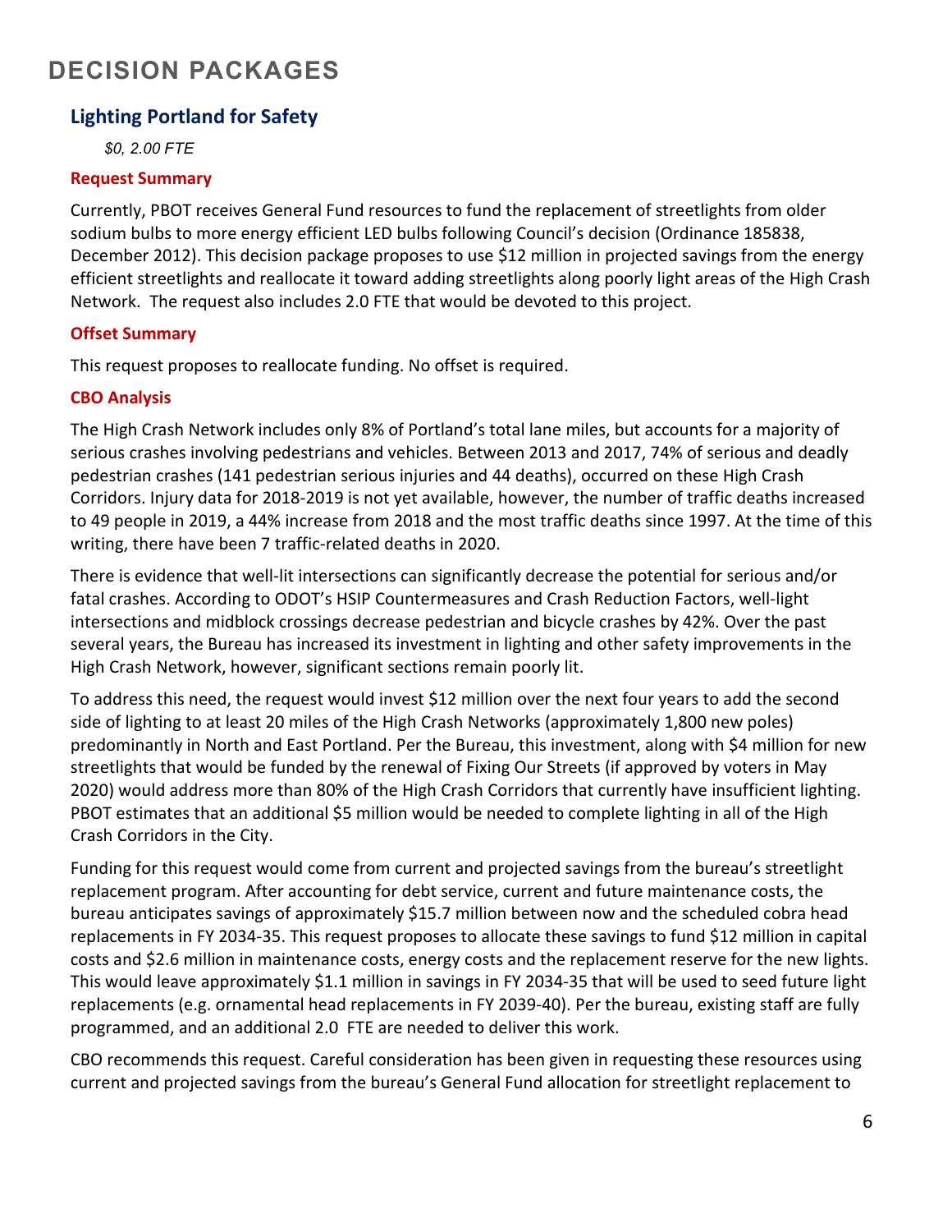# DECISION PACKAGES

## Lighting Portland for Safety

*$0, 2.00 FTE*

### Request Summary

Currently, PBOT receives General Fund resources to fund the replacement of streetlights from older sodium bulbs to more energy efficient LED bulbs following Council's decision (Ordinance 185838, December 2012). This decision package proposes to use $12 million in projected savings from the energy efficient streetlights and reallocate it toward adding streetlights along poorly light areas of the High Crash Network. The request also includes 2.0 FTE that would be devoted to this project.

### Offset Summary

This request proposes to reallocate funding. No offset is required.

### CBO Analysis

The High Crash Network includes only 8% of Portland's total lane miles, but accounts for a majority of serious crashes involving pedestrians and vehicles. Between 2013 and 2017, 74% of serious and deadly pedestrian crashes (141 pedestrian serious injuries and 44 deaths), occurred on these High Crash Corridors. Injury data for 2018-2019 is not yet available, however, the number of traffic deaths increased to 49 people in 2019, a 44% increase from 2018 and the most traffic deaths since 1997. At the time of this writing, there have been 7 traffic-related deaths in 2020.

There is evidence that well-lit intersections can significantly decrease the potential for serious and/or fatal crashes. According to ODOT's HSIP Countermeasures and Crash Reduction Factors, well-light intersections and midblock crossings decrease pedestrian and bicycle crashes by 42%. Over the past several years, the Bureau has increased its investment in lighting and other safety improvements in the High Crash Network, however, significant sections remain poorly lit.

To address this need, the request would invest $12 million over the next four years to add the second side of lighting to at least 20 miles of the High Crash Networks (approximately 1,800 new poles) predominantly in North and East Portland. Per the Bureau, this investment, along with $4 million for new streetlights that would be funded by the renewal of Fixing Our Streets (if approved by voters in May 2020) would address more than 80% of the High Crash Corridors that currently have insufficient lighting. PBOT estimates that an additional $5 million would be needed to complete lighting in all of the High Crash Corridors in the City.

Funding for this request would come from current and projected savings from the bureau's streetlight replacement program. After accounting for debt service, current and future maintenance costs, the bureau anticipates savings of approximately $15.7 million between now and the scheduled cobra head replacements in FY 2034-35. This request proposes to allocate these savings to fund $12 million in capital costs and $2.6 million in maintenance costs, energy costs and the replacement reserve for the new lights. This would leave approximately $1.1 million in savings in FY 2034-35 that will be used to seed future light replacements (e.g. ornamental head replacements in FY 2039-40). Per the bureau, existing staff are fully programmed, and an additional 2.0 FTE are needed to deliver this work.

CBO recommends this request. Careful consideration has been given in requesting these resources using current and projected savings from the bureau's General Fund allocation for streetlight replacement to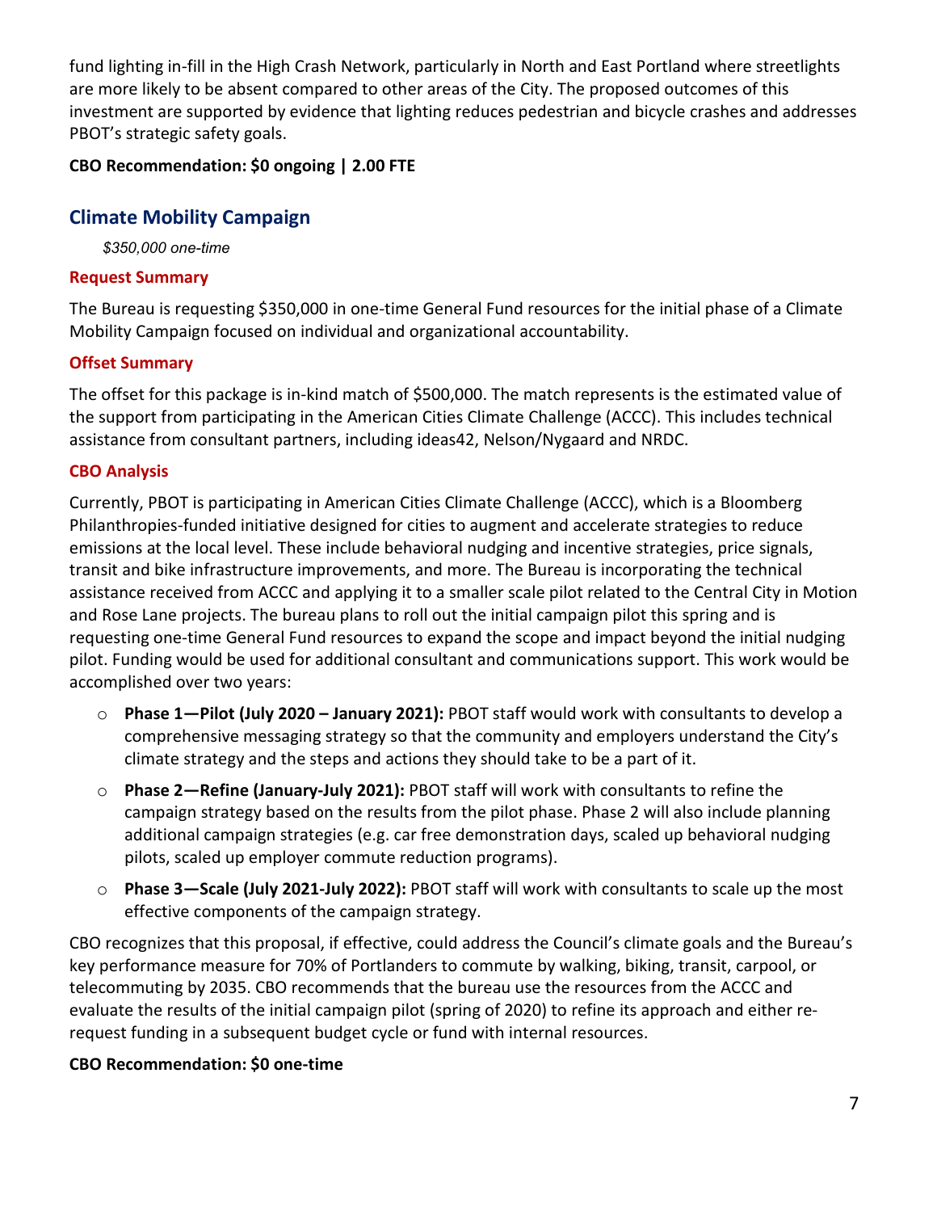fund lighting in-fill in the High Crash Network, particularly in North and East Portland where streetlights are more likely to be absent compared to other areas of the City. The proposed outcomes of this investment are supported by evidence that lighting reduces pedestrian and bicycle crashes and addresses PBOT's strategic safety goals.

**CBO Recommendation: $0 ongoing | 2.00 FTE**

## Climate Mobility Campaign

*$350,000 one-time*

### Request Summary

The Bureau is requesting $350,000 in one-time General Fund resources for the initial phase of a Climate Mobility Campaign focused on individual and organizational accountability.

### Offset Summary

The offset for this package is in-kind match of $500,000. The match represents is the estimated value of the support from participating in the American Cities Climate Challenge (ACCC). This includes technical assistance from consultant partners, including ideas42, Nelson/Nygaard and NRDC.

### CBO Analysis

Currently, PBOT is participating in American Cities Climate Challenge (ACCC), which is a Bloomberg Philanthropies-funded initiative designed for cities to augment and accelerate strategies to reduce emissions at the local level. These include behavioral nudging and incentive strategies, price signals, transit and bike infrastructure improvements, and more. The Bureau is incorporating the technical assistance received from ACCC and applying it to a smaller scale pilot related to the Central City in Motion and Rose Lane projects. The bureau plans to roll out the initial campaign pilot this spring and is requesting one-time General Fund resources to expand the scope and impact beyond the initial nudging pilot. Funding would be used for additional consultant and communications support. This work would be accomplished over two years:

- **Phase 1—Pilot (July 2020 – January 2021):** PBOT staff would work with consultants to develop a comprehensive messaging strategy so that the community and employers understand the City's climate strategy and the steps and actions they should take to be a part of it.
- **Phase 2—Refine (January-July 2021):** PBOT staff will work with consultants to refine the campaign strategy based on the results from the pilot phase. Phase 2 will also include planning additional campaign strategies (e.g. car free demonstration days, scaled up behavioral nudging pilots, scaled up employer commute reduction programs).
- **Phase 3—Scale (July 2021-July 2022):** PBOT staff will work with consultants to scale up the most effective components of the campaign strategy.

CBO recognizes that this proposal, if effective, could address the Council's climate goals and the Bureau's key performance measure for 70% of Portlanders to commute by walking, biking, transit, carpool, or telecommuting by 2035. CBO recommends that the bureau use the resources from the ACCC and evaluate the results of the initial campaign pilot (spring of 2020) to refine its approach and either re-request funding in a subsequent budget cycle or fund with internal resources.

**CBO Recommendation: $0 one-time**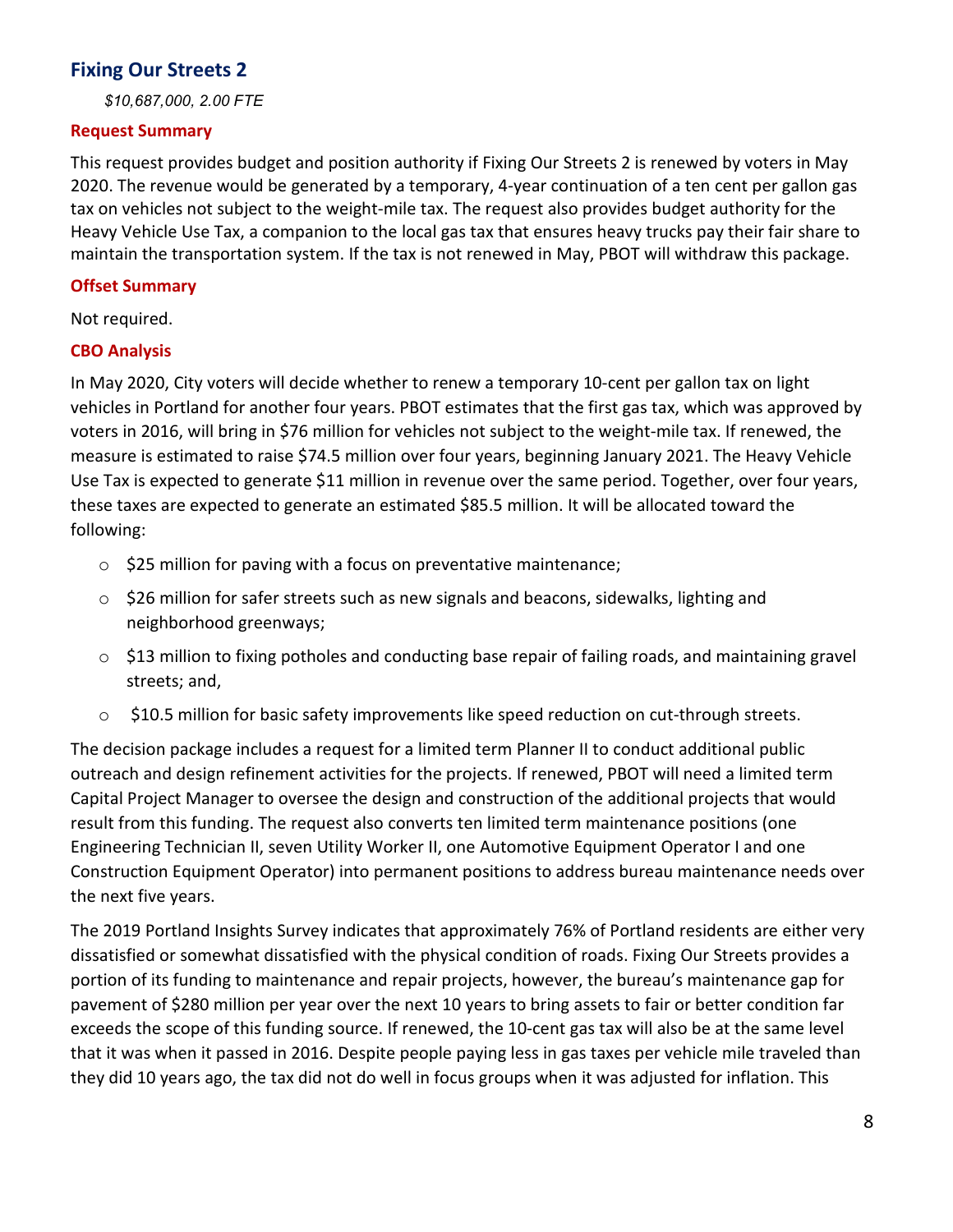## Fixing Our Streets 2

*$10,687,000, 2.00 FTE*

### Request Summary

This request provides budget and position authority if Fixing Our Streets 2 is renewed by voters in May 2020. The revenue would be generated by a temporary, 4-year continuation of a ten cent per gallon gas tax on vehicles not subject to the weight-mile tax. The request also provides budget authority for the Heavy Vehicle Use Tax, a companion to the local gas tax that ensures heavy trucks pay their fair share to maintain the transportation system. If the tax is not renewed in May, PBOT will withdraw this package.

### Offset Summary

Not required.

### CBO Analysis

In May 2020, City voters will decide whether to renew a temporary 10-cent per gallon tax on light vehicles in Portland for another four years. PBOT estimates that the first gas tax, which was approved by voters in 2016, will bring in $76 million for vehicles not subject to the weight-mile tax. If renewed, the measure is estimated to raise $74.5 million over four years, beginning January 2021. The Heavy Vehicle Use Tax is expected to generate $11 million in revenue over the same period. Together, over four years, these taxes are expected to generate an estimated $85.5 million. It will be allocated toward the following:

- $25 million for paving with a focus on preventative maintenance;
- $26 million for safer streets such as new signals and beacons, sidewalks, lighting and neighborhood greenways;
- $13 million to fixing potholes and conducting base repair of failing roads, and maintaining gravel streets; and,
- $10.5 million for basic safety improvements like speed reduction on cut-through streets.

The decision package includes a request for a limited term Planner II to conduct additional public outreach and design refinement activities for the projects. If renewed, PBOT will need a limited term Capital Project Manager to oversee the design and construction of the additional projects that would result from this funding. The request also converts ten limited term maintenance positions (one Engineering Technician II, seven Utility Worker II, one Automotive Equipment Operator I and one Construction Equipment Operator) into permanent positions to address bureau maintenance needs over the next five years.

The 2019 Portland Insights Survey indicates that approximately 76% of Portland residents are either very dissatisfied or somewhat dissatisfied with the physical condition of roads. Fixing Our Streets provides a portion of its funding to maintenance and repair projects, however, the bureau's maintenance gap for pavement of $280 million per year over the next 10 years to bring assets to fair or better condition far exceeds the scope of this funding source. If renewed, the 10-cent gas tax will also be at the same level that it was when it passed in 2016. Despite people paying less in gas taxes per vehicle mile traveled than they did 10 years ago, the tax did not do well in focus groups when it was adjusted for inflation. This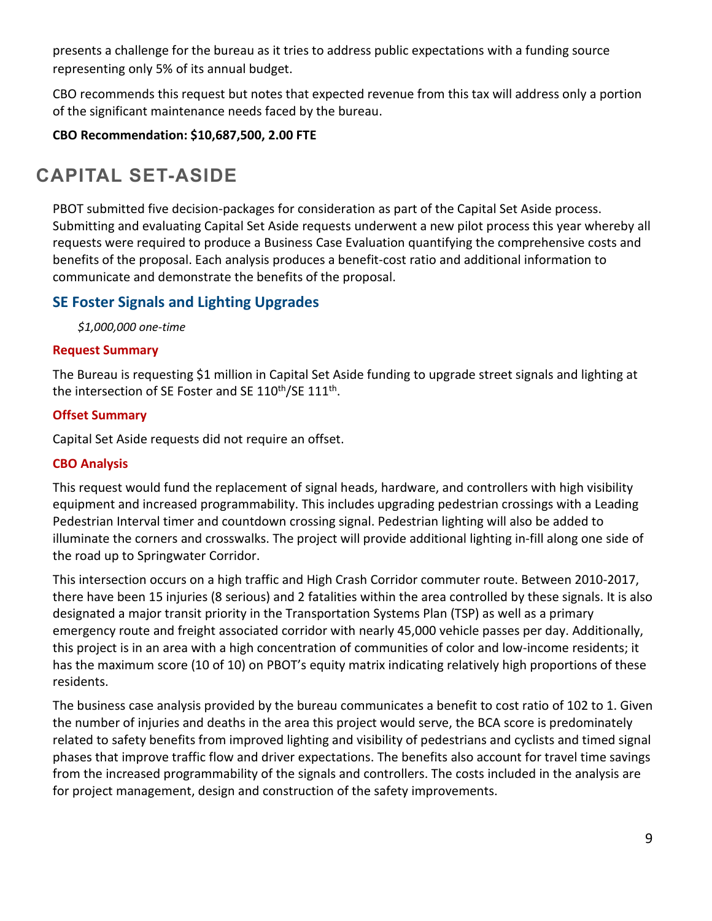presents a challenge for the bureau as it tries to address public expectations with a funding source representing only 5% of its annual budget.

CBO recommends this request but notes that expected revenue from this tax will address only a portion of the significant maintenance needs faced by the bureau.

**CBO Recommendation: $10,687,500, 2.00 FTE**

## CAPITAL SET-ASIDE

PBOT submitted five decision-packages for consideration as part of the Capital Set Aside process. Submitting and evaluating Capital Set Aside requests underwent a new pilot process this year whereby all requests were required to produce a Business Case Evaluation quantifying the comprehensive costs and benefits of the proposal. Each analysis produces a benefit-cost ratio and additional information to communicate and demonstrate the benefits of the proposal.

### SE Foster Signals and Lighting Upgrades

*$1,000,000 one-time*

#### Request Summary

The Bureau is requesting $1 million in Capital Set Aside funding to upgrade street signals and lighting at the intersection of SE Foster and SE 110th/SE 111th.

#### Offset Summary

Capital Set Aside requests did not require an offset.

#### CBO Analysis

This request would fund the replacement of signal heads, hardware, and controllers with high visibility equipment and increased programmability. This includes upgrading pedestrian crossings with a Leading Pedestrian Interval timer and countdown crossing signal. Pedestrian lighting will also be added to illuminate the corners and crosswalks. The project will provide additional lighting in-fill along one side of the road up to Springwater Corridor.

This intersection occurs on a high traffic and High Crash Corridor commuter route. Between 2010-2017, there have been 15 injuries (8 serious) and 2 fatalities within the area controlled by these signals. It is also designated a major transit priority in the Transportation Systems Plan (TSP) as well as a primary emergency route and freight associated corridor with nearly 45,000 vehicle passes per day. Additionally, this project is in an area with a high concentration of communities of color and low-income residents; it has the maximum score (10 of 10) on PBOT's equity matrix indicating relatively high proportions of these residents.

The business case analysis provided by the bureau communicates a benefit to cost ratio of 102 to 1. Given the number of injuries and deaths in the area this project would serve, the BCA score is predominately related to safety benefits from improved lighting and visibility of pedestrians and cyclists and timed signal phases that improve traffic flow and driver expectations. The benefits also account for travel time savings from the increased programmability of the signals and controllers. The costs included in the analysis are for project management, design and construction of the safety improvements.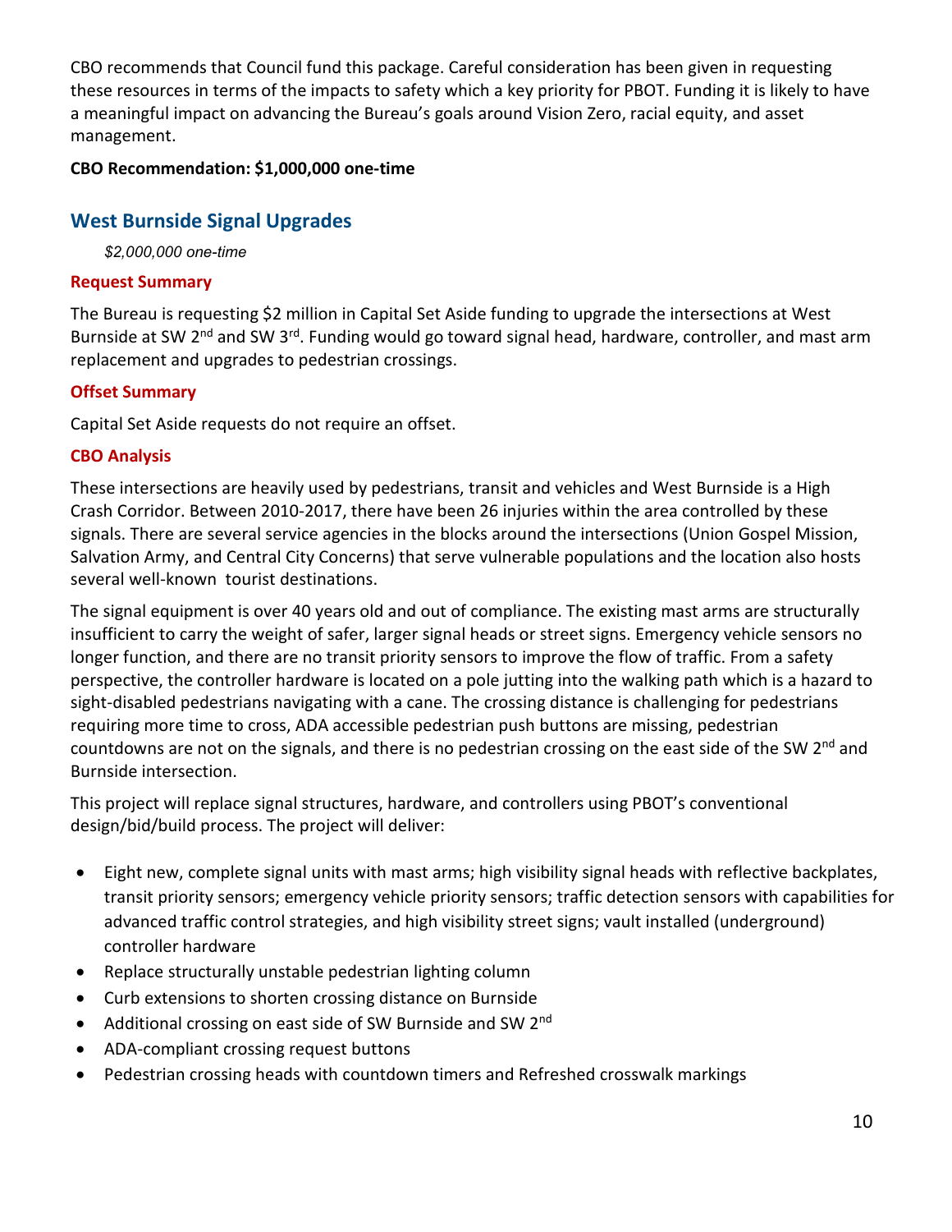CBO recommends that Council fund this package. Careful consideration has been given in requesting these resources in terms of the impacts to safety which a key priority for PBOT. Funding it is likely to have a meaningful impact on advancing the Bureau's goals around Vision Zero, racial equity, and asset management.

**CBO Recommendation: $1,000,000 one-time**

## West Burnside Signal Upgrades

*$2,000,000 one-time*

### Request Summary

The Bureau is requesting $2 million in Capital Set Aside funding to upgrade the intersections at West Burnside at SW 2nd and SW 3rd. Funding would go toward signal head, hardware, controller, and mast arm replacement and upgrades to pedestrian crossings.

### Offset Summary

Capital Set Aside requests do not require an offset.

### CBO Analysis

These intersections are heavily used by pedestrians, transit and vehicles and West Burnside is a High Crash Corridor. Between 2010-2017, there have been 26 injuries within the area controlled by these signals. There are several service agencies in the blocks around the intersections (Union Gospel Mission, Salvation Army, and Central City Concerns) that serve vulnerable populations and the location also hosts several well-known tourist destinations.

The signal equipment is over 40 years old and out of compliance. The existing mast arms are structurally insufficient to carry the weight of safer, larger signal heads or street signs. Emergency vehicle sensors no longer function, and there are no transit priority sensors to improve the flow of traffic. From a safety perspective, the controller hardware is located on a pole jutting into the walking path which is a hazard to sight-disabled pedestrians navigating with a cane. The crossing distance is challenging for pedestrians requiring more time to cross, ADA accessible pedestrian push buttons are missing, pedestrian countdowns are not on the signals, and there is no pedestrian crossing on the east side of the SW 2nd and Burnside intersection.

This project will replace signal structures, hardware, and controllers using PBOT's conventional design/bid/build process. The project will deliver:

- Eight new, complete signal units with mast arms; high visibility signal heads with reflective backplates, transit priority sensors; emergency vehicle priority sensors; traffic detection sensors with capabilities for advanced traffic control strategies, and high visibility street signs; vault installed (underground) controller hardware
- Replace structurally unstable pedestrian lighting column
- Curb extensions to shorten crossing distance on Burnside
- Additional crossing on east side of SW Burnside and SW 2nd
- ADA-compliant crossing request buttons
- Pedestrian crossing heads with countdown timers and Refreshed crosswalk markings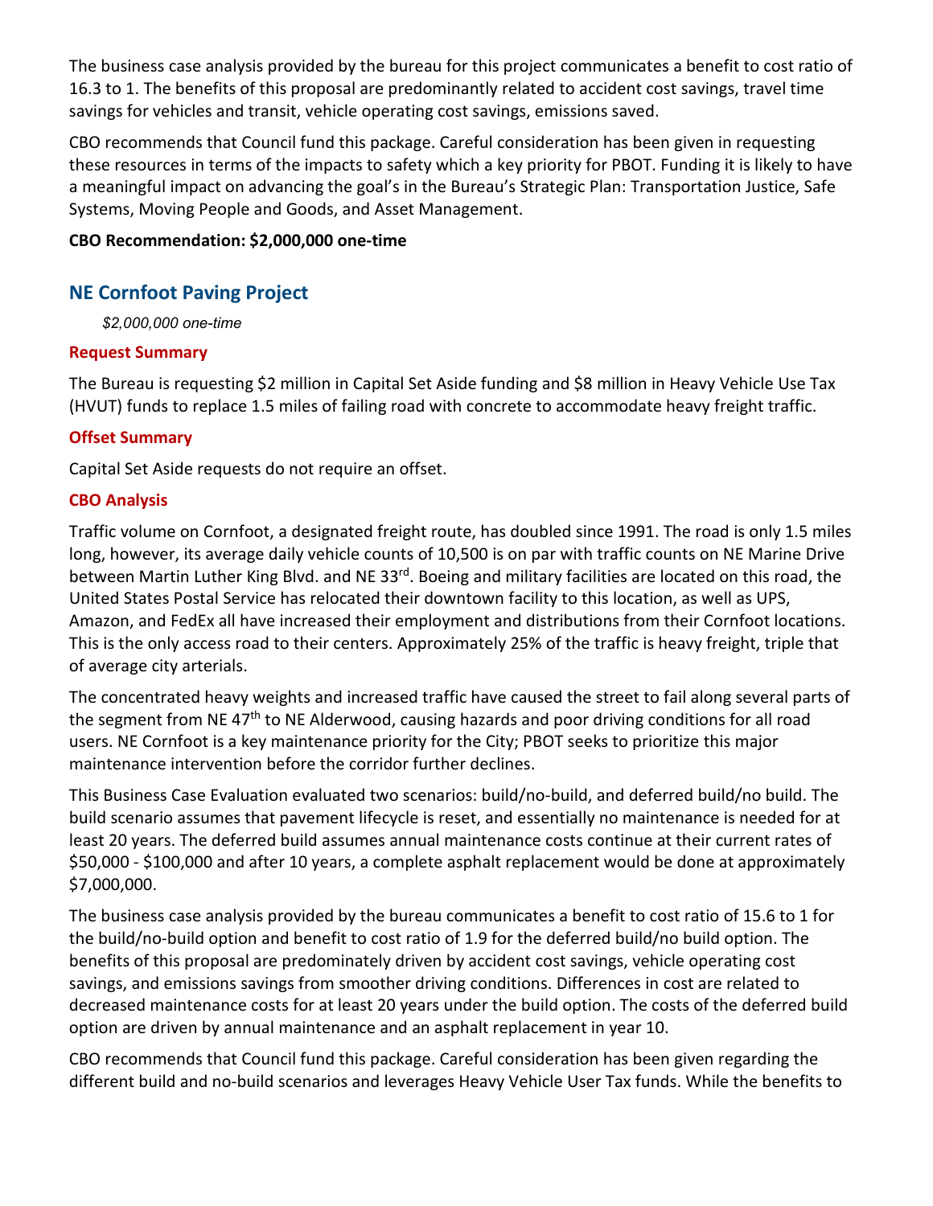The business case analysis provided by the bureau for this project communicates a benefit to cost ratio of 16.3 to 1. The benefits of this proposal are predominantly related to accident cost savings, travel time savings for vehicles and transit, vehicle operating cost savings, emissions saved.

CBO recommends that Council fund this package. Careful consideration has been given in requesting these resources in terms of the impacts to safety which a key priority for PBOT. Funding it is likely to have a meaningful impact on advancing the goal's in the Bureau's Strategic Plan: Transportation Justice, Safe Systems, Moving People and Goods, and Asset Management.

**CBO Recommendation: $2,000,000 one-time**

## NE Cornfoot Paving Project

*$2,000,000 one-time*

### Request Summary

The Bureau is requesting $2 million in Capital Set Aside funding and $8 million in Heavy Vehicle Use Tax (HVUT) funds to replace 1.5 miles of failing road with concrete to accommodate heavy freight traffic.

### Offset Summary

Capital Set Aside requests do not require an offset.

### CBO Analysis

Traffic volume on Cornfoot, a designated freight route, has doubled since 1991. The road is only 1.5 miles long, however, its average daily vehicle counts of 10,500 is on par with traffic counts on NE Marine Drive between Martin Luther King Blvd. and NE 33rd. Boeing and military facilities are located on this road, the United States Postal Service has relocated their downtown facility to this location, as well as UPS, Amazon, and FedEx all have increased their employment and distributions from their Cornfoot locations. This is the only access road to their centers. Approximately 25% of the traffic is heavy freight, triple that of average city arterials.

The concentrated heavy weights and increased traffic have caused the street to fail along several parts of the segment from NE 47th to NE Alderwood, causing hazards and poor driving conditions for all road users. NE Cornfoot is a key maintenance priority for the City; PBOT seeks to prioritize this major maintenance intervention before the corridor further declines.

This Business Case Evaluation evaluated two scenarios: build/no-build, and deferred build/no build. The build scenario assumes that pavement lifecycle is reset, and essentially no maintenance is needed for at least 20 years. The deferred build assumes annual maintenance costs continue at their current rates of $50,000 - $100,000 and after 10 years, a complete asphalt replacement would be done at approximately $7,000,000.

The business case analysis provided by the bureau communicates a benefit to cost ratio of 15.6 to 1 for the build/no-build option and benefit to cost ratio of 1.9 for the deferred build/no build option. The benefits of this proposal are predominately driven by accident cost savings, vehicle operating cost savings, and emissions savings from smoother driving conditions. Differences in cost are related to decreased maintenance costs for at least 20 years under the build option. The costs of the deferred build option are driven by annual maintenance and an asphalt replacement in year 10.

CBO recommends that Council fund this package. Careful consideration has been given regarding the different build and no-build scenarios and leverages Heavy Vehicle User Tax funds. While the benefits to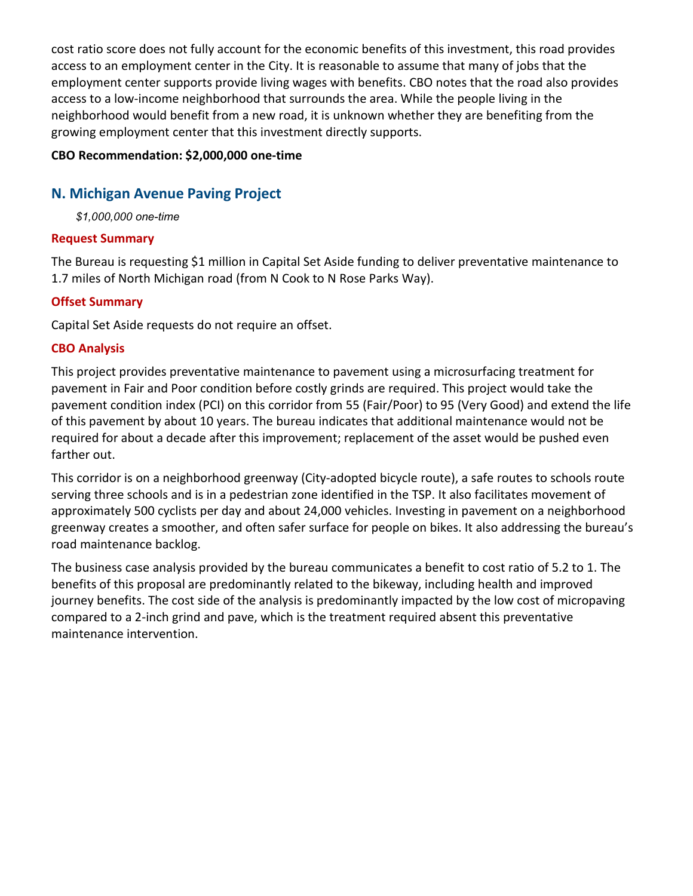cost ratio score does not fully account for the economic benefits of this investment, this road provides access to an employment center in the City. It is reasonable to assume that many of jobs that the employment center supports provide living wages with benefits. CBO notes that the road also provides access to a low-income neighborhood that surrounds the area. While the people living in the neighborhood would benefit from a new road, it is unknown whether they are benefiting from the growing employment center that this investment directly supports.

**CBO Recommendation: $2,000,000 one-time**

## N. Michigan Avenue Paving Project

*$1,000,000 one-time*

### Request Summary

The Bureau is requesting $1 million in Capital Set Aside funding to deliver preventative maintenance to 1.7 miles of North Michigan road (from N Cook to N Rose Parks Way).

### Offset Summary

Capital Set Aside requests do not require an offset.

### CBO Analysis

This project provides preventative maintenance to pavement using a microsurfacing treatment for pavement in Fair and Poor condition before costly grinds are required. This project would take the pavement condition index (PCI) on this corridor from 55 (Fair/Poor) to 95 (Very Good) and extend the life of this pavement by about 10 years. The bureau indicates that additional maintenance would not be required for about a decade after this improvement; replacement of the asset would be pushed even farther out.

This corridor is on a neighborhood greenway (City-adopted bicycle route), a safe routes to schools route serving three schools and is in a pedestrian zone identified in the TSP. It also facilitates movement of approximately 500 cyclists per day and about 24,000 vehicles. Investing in pavement on a neighborhood greenway creates a smoother, and often safer surface for people on bikes. It also addressing the bureau's road maintenance backlog.

The business case analysis provided by the bureau communicates a benefit to cost ratio of 5.2 to 1. The benefits of this proposal are predominantly related to the bikeway, including health and improved journey benefits. The cost side of the analysis is predominantly impacted by the low cost of micropaving compared to a 2-inch grind and pave, which is the treatment required absent this preventative maintenance intervention.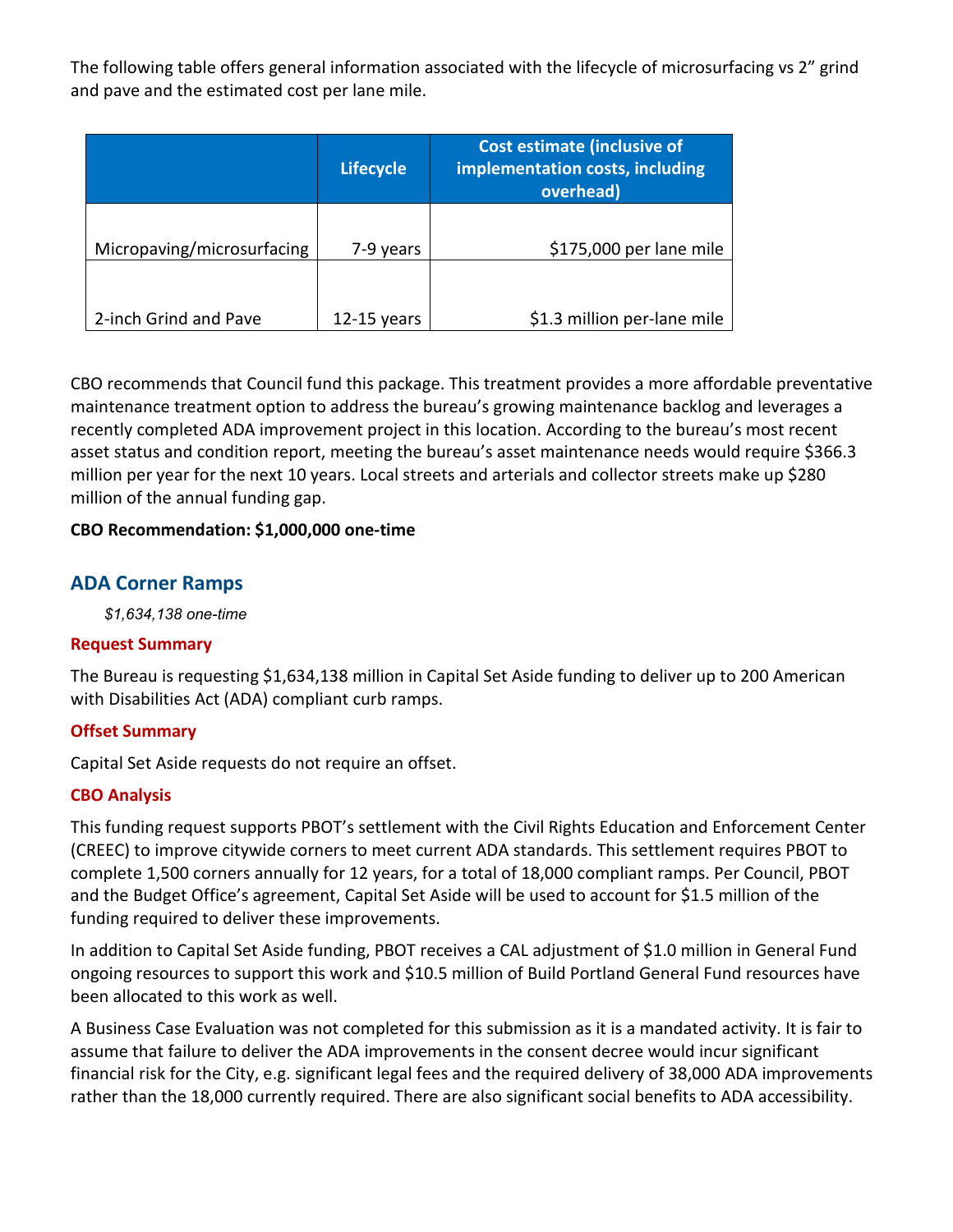The following table offers general information associated with the lifecycle of microsurfacing vs 2" grind and pave and the estimated cost per lane mile.

| | Lifecycle | Cost estimate (inclusive of implementation costs, including overhead) |
|---|---|---|
| Micropaving/microsurfacing | 7-9 years | $175,000 per lane mile |
| 2-inch Grind and Pave | 12-15 years | $1.3 million per-lane mile |

CBO recommends that Council fund this package. This treatment provides a more affordable preventative maintenance treatment option to address the bureau's growing maintenance backlog and leverages a recently completed ADA improvement project in this location. According to the bureau's most recent asset status and condition report, meeting the bureau's asset maintenance needs would require $366.3 million per year for the next 10 years. Local streets and arterials and collector streets make up $280 million of the annual funding gap.

**CBO Recommendation: $1,000,000 one-time**

## ADA Corner Ramps

*$1,634,138 one-time*

### Request Summary

The Bureau is requesting $1,634,138 million in Capital Set Aside funding to deliver up to 200 American with Disabilities Act (ADA) compliant curb ramps.

### Offset Summary

Capital Set Aside requests do not require an offset.

### CBO Analysis

This funding request supports PBOT's settlement with the Civil Rights Education and Enforcement Center (CREEC) to improve citywide corners to meet current ADA standards. This settlement requires PBOT to complete 1,500 corners annually for 12 years, for a total of 18,000 compliant ramps. Per Council, PBOT and the Budget Office's agreement, Capital Set Aside will be used to account for $1.5 million of the funding required to deliver these improvements.

In addition to Capital Set Aside funding, PBOT receives a CAL adjustment of $1.0 million in General Fund ongoing resources to support this work and $10.5 million of Build Portland General Fund resources have been allocated to this work as well.

A Business Case Evaluation was not completed for this submission as it is a mandated activity. It is fair to assume that failure to deliver the ADA improvements in the consent decree would incur significant financial risk for the City, e.g. significant legal fees and the required delivery of 38,000 ADA improvements rather than the 18,000 currently required. There are also significant social benefits to ADA accessibility.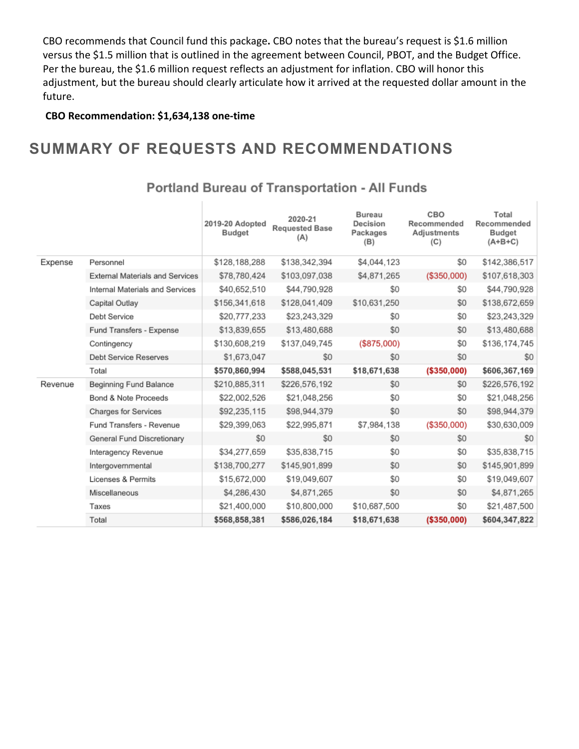CBO recommends that Council fund this package. CBO notes that the bureau's request is $1.6 million versus the $1.5 million that is outlined in the agreement between Council, PBOT, and the Budget Office. Per the bureau, the $1.6 million request reflects an adjustment for inflation. CBO will honor this adjustment, but the bureau should clearly articulate how it arrived at the requested dollar amount in the future.

**CBO Recommendation: $1,634,138 one-time**

## SUMMARY OF REQUESTS AND RECOMMENDATIONS

### Portland Bureau of Transportation - All Funds

| | | 2019-20 Adopted Budget | 2020-21 Requested Base (A) | Bureau Decision Packages (B) | CBO Recommended Adjustments (C) | Total Recommended Budget (A+B+C) |
|---|---|---|---|---|---|---|
| Expense | Personnel | $128,188,288 | $138,342,394 | $4,044,123 | $0 | $142,386,517 |
| | External Materials and Services | $78,780,424 | $103,097,038 | $4,871,265 | ($350,000) | $107,618,303 |
| | Internal Materials and Services | $40,652,510 | $44,790,928 | $0 | $0 | $44,790,928 |
| | Capital Outlay | $156,341,618 | $128,041,409 | $10,631,250 | $0 | $138,672,659 |
| | Debt Service | $20,777,233 | $23,243,329 | $0 | $0 | $23,243,329 |
| | Fund Transfers - Expense | $13,839,655 | $13,480,688 | $0 | $0 | $13,480,688 |
| | Contingency | $130,608,219 | $137,049,745 | ($875,000) | $0 | $136,174,745 |
| | Debt Service Reserves | $1,673,047 | $0 | $0 | $0 | $0 |
| | **Total** | **$570,860,994** | **$588,045,531** | **$18,671,638** | **($350,000)** | **$606,367,169** |
| Revenue | Beginning Fund Balance | $210,885,311 | $226,576,192 | $0 | $0 | $226,576,192 |
| | Bond & Note Proceeds | $22,002,526 | $21,048,256 | $0 | $0 | $21,048,256 |
| | Charges for Services | $92,235,115 | $98,944,379 | $0 | $0 | $98,944,379 |
| | Fund Transfers - Revenue | $29,399,063 | $22,995,871 | $7,984,138 | ($350,000) | $30,630,009 |
| | General Fund Discretionary | $0 | $0 | $0 | $0 | $0 |
| | Interagency Revenue | $34,277,659 | $35,838,715 | $0 | $0 | $35,838,715 |
| | Intergovernmental | $138,700,277 | $145,901,899 | $0 | $0 | $145,901,899 |
| | Licenses & Permits | $15,672,000 | $19,049,607 | $0 | $0 | $19,049,607 |
| | Miscellaneous | $4,286,430 | $4,871,265 | $0 | $0 | $4,871,265 |
| | Taxes | $21,400,000 | $10,800,000 | $10,687,500 | $0 | $21,487,500 |
| | **Total** | **$568,858,381** | **$586,026,184** | **$18,671,638** | **($350,000)** | **$604,347,822** |